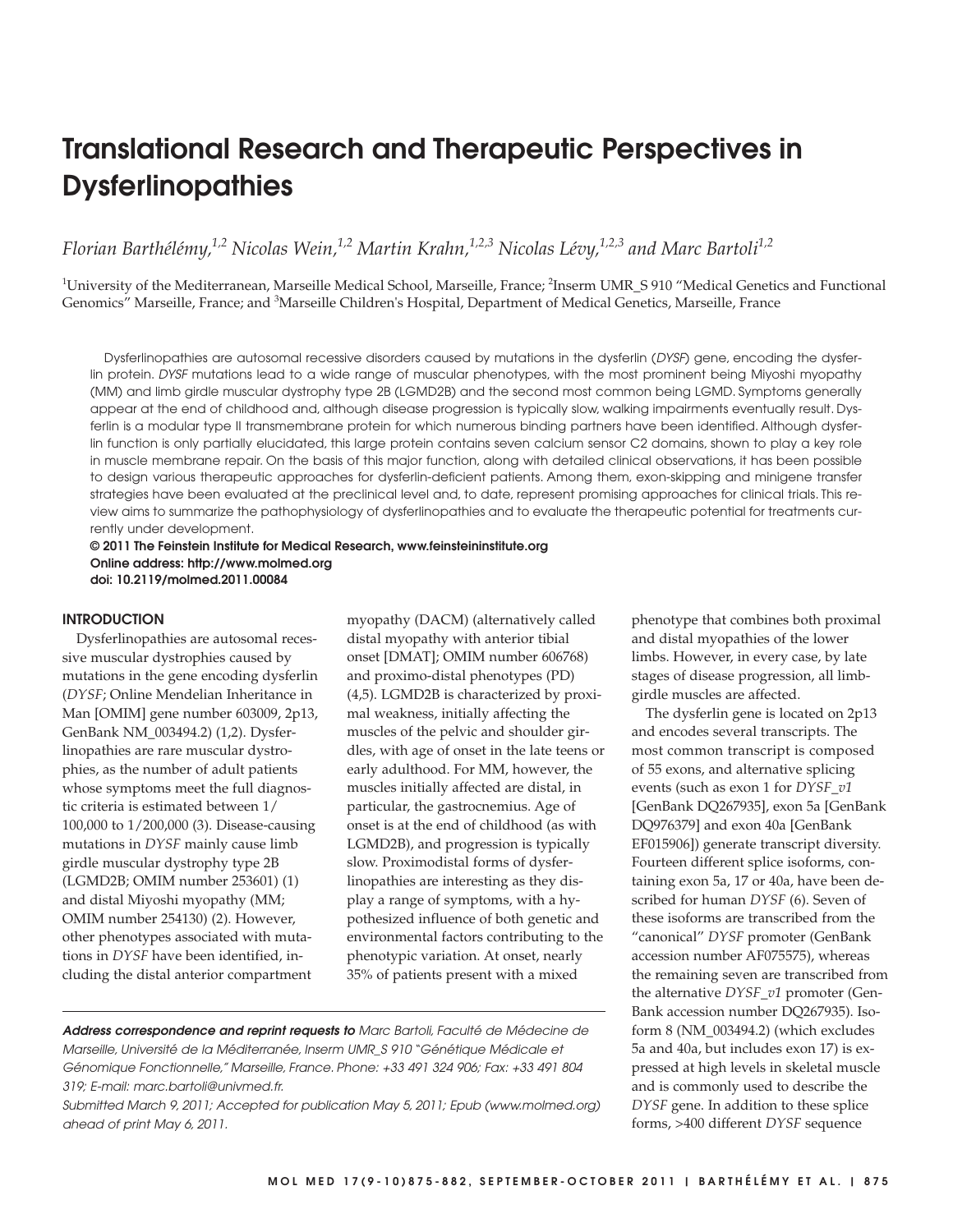# Translational Research and Therapeutic Perspectives in Dysferlinopathies

*Florian Barthélémy,[1,2] Nicolas Wein,[1,2] Martin Krahn,[1,2,3] Nicolas Lévy,[1,2,3] and Marc Bartoli[1,2]*

[1]University of the Mediterranean, Marseille Medical School, Marseille, France; [2]Inserm UMR_S 910 "Medical Genetics and Functional Genomics" Marseille, France; and [3]Marseille Children's Hospital, Department of Medical Genetics, Marseille, France

Dysferlinopathies are autosomal recessive disorders caused by mutations in the dysferlin (*DYSF*) gene, encoding the dysferlin protein. *DYSF* mutations lead to a wide range of muscular phenotypes, with the most prominent being Miyoshi myopathy (MM) and limb girdle muscular dystrophy type 2B (LGMD2B) and the second most common being LGMD. Symptoms generally appear at the end of childhood and, although disease progression is typically slow, walking impairments eventually result. Dysferlin is a modular type II transmembrane protein for which numerous binding partners have been identified. Although dysferlin function is only partially elucidated, this large protein contains seven calcium sensor C2 domains, shown to play a key role in muscle membrane repair. On the basis of this major function, along with detailed clinical observations, it has been possible to design various therapeutic approaches for dysferlin-deficient patients. Among them, exon-skipping and minigene transfer strategies have been evaluated at the preclinical level and, to date, represent promising approaches for clinical trials. This review aims to summarize the pathophysiology of dysferlinopathies and to evaluate the therapeutic potential for treatments currently under development.

**© 2011 The Feinstein Institute for Medical Research, www.feinsteininstitute.org**
**Online address: http://www.molmed.org**
**doi: 10.2119/molmed.2011.00084**

## INTRODUCTION

Dysferlinopathies are autosomal recessive muscular dystrophies caused by mutations in the gene encoding dysferlin (*DYSF*; Online Mendelian Inheritance in Man [OMIM] gene number 603009, 2p13, GenBank NM_003494.2) (1,2). Dysferlinopathies are rare muscular dystrophies, as the number of adult patients whose symptoms meet the full diagnostic criteria is estimated between 1/100,000 to 1/200,000 (3). Disease-causing mutations in *DYSF* mainly cause limb girdle muscular dystrophy type 2B (LGMD2B; OMIM number 253601) (1) and distal Miyoshi myopathy (MM; OMIM number 254130) (2). However, other phenotypes associated with mutations in *DYSF* have been identified, including the distal anterior compartment myopathy (DACM) (alternatively called distal myopathy with anterior tibial onset [DMAT]; OMIM number 606768) and proximo-distal phenotypes (PD) (4,5). LGMD2B is characterized by proximal weakness, initially affecting the muscles of the pelvic and shoulder girdles, with age of onset in the late teens or early adulthood. For MM, however, the muscles initially affected are distal, in particular, the gastrocnemius. Age of onset is at the end of childhood (as with LGMD2B), and progression is typically slow. Proximodistal forms of dysferlinopathies are interesting as they display a range of symptoms, with a hypothesized influence of both genetic and environmental factors contributing to the phenotypic variation. At onset, nearly 35% of patients present with a mixed phenotype that combines both proximal and distal myopathies of the lower limbs. However, in every case, by late stages of disease progression, all limb-girdle muscles are affected.

The dysferlin gene is located on 2p13 and encodes several transcripts. The most common transcript is composed of 55 exons, and alternative splicing events (such as exon 1 for *DYSF_v1* [GenBank DQ267935], exon 5a [GenBank DQ976379] and exon 40a [GenBank EF015906]) generate transcript diversity. Fourteen different splice isoforms, containing exon 5a, 17 or 40a, have been described for human *DYSF* (6). Seven of these isoforms are transcribed from the "canonical" *DYSF* promoter (GenBank accession number AF075575), whereas the remaining seven are transcribed from the alternative *DYSF_v1* promoter (GenBank accession number DQ267935). Isoform 8 (NM_003494.2) (which excludes 5a and 40a, but includes exon 17) is expressed at high levels in skeletal muscle and is commonly used to describe the *DYSF* gene. In addition to these splice forms, >400 different *DYSF* sequence

***Address correspondence and reprint requests to*** *Marc Bartoli, Faculté de Médecine de Marseille, Université de la Méditerranée, Inserm UMR_S 910 "Génétique Médicale et Génomique Fonctionnelle," Marseille, France. Phone: +33 491 324 906; Fax: +33 491 804 319; E-mail: marc.bartoli@univmed.fr.*

*Submitted March 9, 2011; Accepted for publication May 5, 2011; Epub (www.molmed.org) ahead of print May 6, 2011.*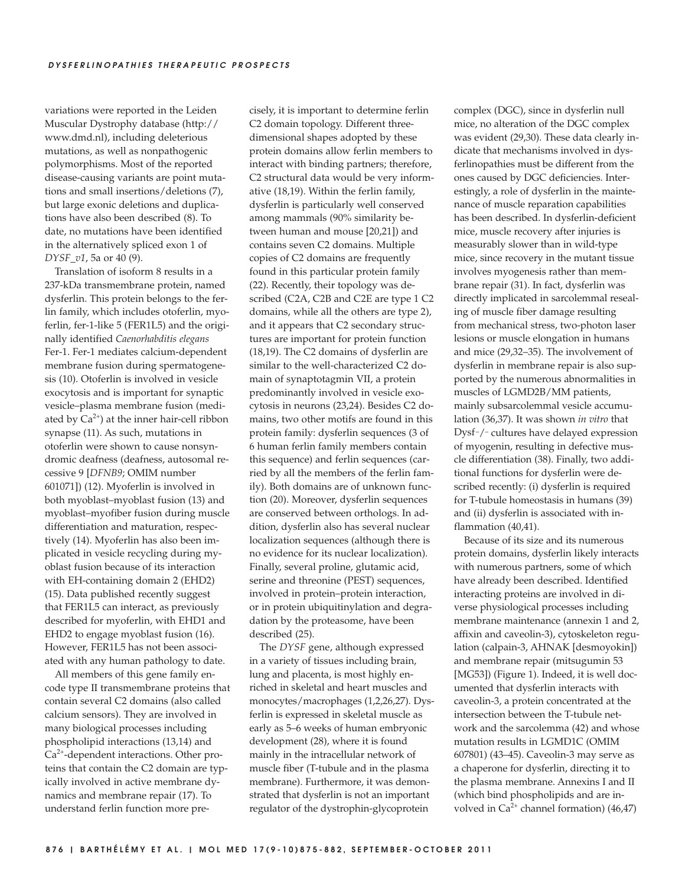variations were reported in the Leiden Muscular Dystrophy database (http://www.dmd.nl), including deleterious mutations, as well as nonpathogenic polymorphisms. Most of the reported disease-causing variants are point mutations and small insertions/deletions (7), but large exonic deletions and duplications have also been described (8). To date, no mutations have been identified in the alternatively spliced exon 1 of *DYSF_v1*, 5a or 40 (9).

Translation of isoform 8 results in a 237-kDa transmembrane protein, named dysferlin. This protein belongs to the ferlin family, which includes otoferlin, myoferlin, fer-1-like 5 (FER1L5) and the originally identified *Caenorhabditis elegans* Fer-1. Fer-1 mediates calcium-dependent membrane fusion during spermatogenesis (10). Otoferlin is involved in vesicle exocytosis and is important for synaptic vesicle–plasma membrane fusion (mediated by $Ca^{2+}$) at the inner hair-cell ribbon synapse (11). As such, mutations in otoferlin were shown to cause nonsyndromic deafness (deafness, autosomal recessive 9 [*DFNB9*; OMIM number 601071]) (12). Myoferlin is involved in both myoblast–myoblast fusion (13) and myoblast–myofiber fusion during muscle differentiation and maturation, respectively (14). Myoferlin has also been implicated in vesicle recycling during myoblast fusion because of its interaction with EH-containing domain 2 (EHD2) (15). Data published recently suggest that FER1L5 can interact, as previously described for myoferlin, with EHD1 and EHD2 to engage myoblast fusion (16). However, FER1L5 has not been associated with any human pathology to date.

All members of this gene family encode type II transmembrane proteins that contain several C2 domains (also called calcium sensors). They are involved in many biological processes including phospholipid interactions (13,14) and $Ca^{2+}$-dependent interactions. Other proteins that contain the C2 domain are typically involved in active membrane dynamics and membrane repair (17). To understand ferlin function more precisely, it is important to determine ferlin C2 domain topology. Different three-dimensional shapes adopted by these protein domains allow ferlin members to interact with binding partners; therefore, C2 structural data would be very informative (18,19). Within the ferlin family, dysferlin is particularly well conserved among mammals (90% similarity between human and mouse [20,21]) and contains seven C2 domains. Multiple copies of C2 domains are frequently found in this particular protein family (22). Recently, their topology was described (C2A, C2B and C2E are type 1 C2 domains, while all the others are type 2), and it appears that C2 secondary structures are important for protein function (18,19). The C2 domains of dysferlin are similar to the well-characterized C2 domain of synaptotagmin VII, a protein predominantly involved in vesicle exocytosis in neurons (23,24). Besides C2 domains, two other motifs are found in this protein family: dysferlin sequences (3 of 6 human ferlin family members contain this sequence) and ferlin sequences (carried by all the members of the ferlin family). Both domains are of unknown function (20). Moreover, dysferlin sequences are conserved between orthologs. In addition, dysferlin also has several nuclear localization sequences (although there is no evidence for its nuclear localization). Finally, several proline, glutamic acid, serine and threonine (PEST) sequences, involved in protein–protein interaction, or in protein ubiquitinylation and degradation by the proteasome, have been described (25).

The *DYSF* gene, although expressed in a variety of tissues including brain, lung and placenta, is most highly enriched in skeletal and heart muscles and monocytes/macrophages (1,2,26,27). Dysferlin is expressed in skeletal muscle as early as 5–6 weeks of human embryonic development (28), where it is found mainly in the intracellular network of muscle fiber (T-tubule and in the plasma membrane). Furthermore, it was demonstrated that dysferlin is not an important regulator of the dystrophin-glycoprotein complex (DGC), since in dysferlin null mice, no alteration of the DGC complex was evident (29,30). These data clearly indicate that mechanisms involved in dysferlinopathies must be different from the ones caused by DGC deficiencies. Interestingly, a role of dysferlin in the maintenance of muscle reparation capabilities has been described. In dysferlin-deficient mice, muscle recovery after injuries is measurably slower than in wild-type mice, since recovery in the mutant tissue involves myogenesis rather than membrane repair (31). In fact, dysferlin was directly implicated in sarcolemmal resealing of muscle fiber damage resulting from mechanical stress, two-photon laser lesions or muscle elongation in humans and mice (29,32–35). The involvement of dysferlin in membrane repair is also supported by the numerous abnormalities in muscles of LGMD2B/MM patients, mainly subsarcolemmal vesicle accumulation (36,37). It was shown *in vitro* that Dysf-/- cultures have delayed expression of myogenin, resulting in defective muscle differentiation (38). Finally, two additional functions for dysferlin were described recently: (i) dysferlin is required for T-tubule homeostasis in humans (39) and (ii) dysferlin is associated with inflammation (40,41).

Because of its size and its numerous protein domains, dysferlin likely interacts with numerous partners, some of which have already been described. Identified interacting proteins are involved in diverse physiological processes including membrane maintenance (annexin 1 and 2, affixin and caveolin-3), cytoskeleton regulation (calpain-3, AHNAK [desmoyokin]) and membrane repair (mitsugumin 53 [MG53]) (Figure 1). Indeed, it is well documented that dysferlin interacts with caveolin-3, a protein concentrated at the intersection between the T-tubule network and the sarcolemma (42) and whose mutation results in LGMD1C (OMIM 607801) (43–45). Caveolin-3 may serve as a chaperone for dysferlin, directing it to the plasma membrane. Annexins I and II (which bind phospholipids and are involved in $Ca^{2+}$ channel formation) (46,47)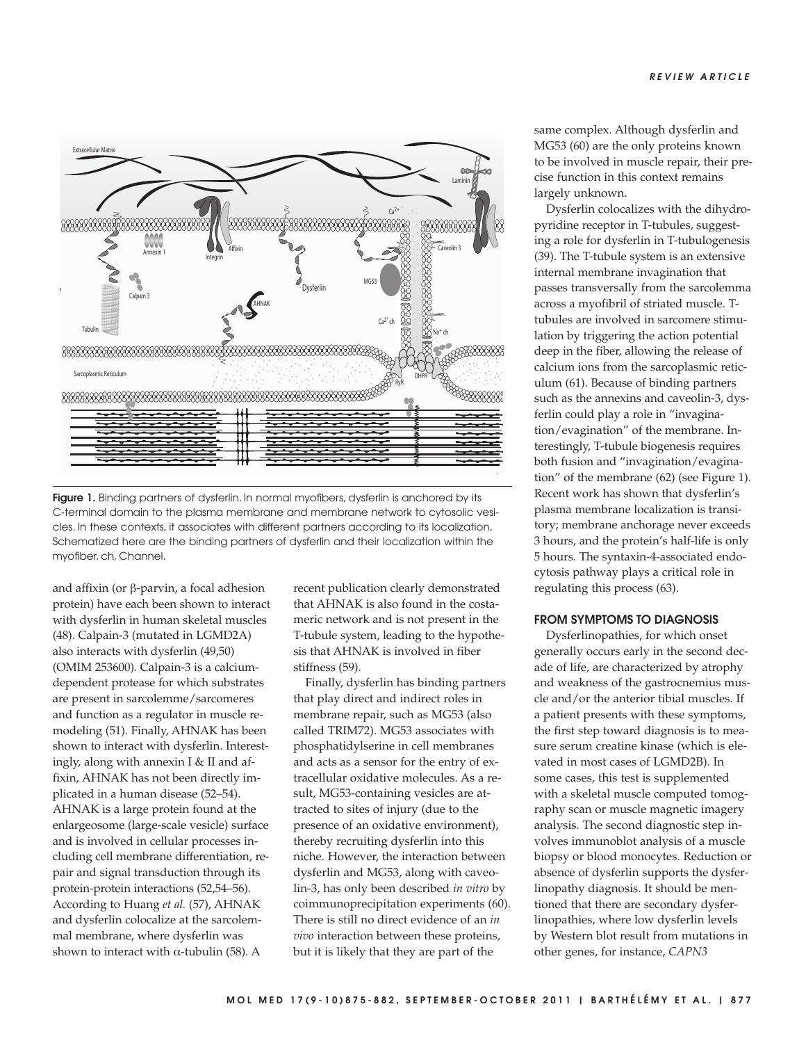Figure 1. Binding partners of dysferlin. In normal myofibers, dysferlin is anchored by its C-terminal domain to the plasma membrane and membrane network to cytosolic vesicles. In these contexts, it associates with different partners according to its localization. Schematized here are the binding partners of dysferlin and their localization within the myofiber. ch, Channel.

and affixin (or β-parvin, a focal adhesion protein) have each been shown to interact with dysferlin in human skeletal muscles (48). Calpain-3 (mutated in LGMD2A) also interacts with dysferlin (49,50) (OMIM 253600). Calpain-3 is a calcium-dependent protease for which substrates are present in sarcolemme/sarcomeres and function as a regulator in muscle remodeling (51). Finally, AHNAK has been shown to interact with dysferlin. Interestingly, along with annexin I & II and affixin, AHNAK has not been directly implicated in a human disease (52–54). AHNAK is a large protein found at the enlargeosome (large-scale vesicle) surface and is involved in cellular processes including cell membrane differentiation, repair and signal transduction through its protein-protein interactions (52,54–56). According to Huang *et al.* (57), AHNAK and dysferlin colocalize at the sarcolemmal membrane, where dysferlin was shown to interact with α-tubulin (58). A recent publication clearly demonstrated that AHNAK is also found in the costameric network and is not present in the T-tubule system, leading to the hypothesis that AHNAK is involved in fiber stiffness (59).

Finally, dysferlin has binding partners that play direct and indirect roles in membrane repair, such as MG53 (also called TRIM72). MG53 associates with phosphatidylserine in cell membranes and acts as a sensor for the entry of extracellular oxidative molecules. As a result, MG53-containing vesicles are attracted to sites of injury (due to the presence of an oxidative environment), thereby recruiting dysferlin into this niche. However, the interaction between dysferlin and MG53, along with caveolin-3, has only been described *in vitro* by coimmunoprecipitation experiments (60). There is still no direct evidence of an *in vivo* interaction between these proteins, but it is likely that they are part of the same complex. Although dysferlin and MG53 (60) are the only proteins known to be involved in muscle repair, their precise function in this context remains largely unknown.

Dysferlin colocalizes with the dihydropyridine receptor in T-tubules, suggesting a role for dysferlin in T-tubulogenesis (39). The T-tubule system is an extensive internal membrane invagination that passes transversally from the sarcolemma across a myofibril of striated muscle. T-tubules are involved in sarcomere stimulation by triggering the action potential deep in the fiber, allowing the release of calcium ions from the sarcoplasmic reticulum (61). Because of binding partners such as the annexins and caveolin-3, dysferlin could play a role in "invagination/evagination" of the membrane. Interestingly, T-tubule biogenesis requires both fusion and "invagination/evagination" of the membrane (62) (see Figure 1). Recent work has shown that dysferlin's plasma membrane localization is transitory; membrane anchorage never exceeds 3 hours, and the protein's half-life is only 5 hours. The syntaxin-4-associated endocytosis pathway plays a critical role in regulating this process (63).

## FROM SYMPTOMS TO DIAGNOSIS

Dysferlinopathies, for which onset generally occurs early in the second decade of life, are characterized by atrophy and weakness of the gastrocnemius muscle and/or the anterior tibial muscles. If a patient presents with these symptoms, the first step toward diagnosis is to measure serum creatine kinase (which is elevated in most cases of LGMD2B). In some cases, this test is supplemented with a skeletal muscle computed tomography scan or muscle magnetic imagery analysis. The second diagnostic step involves immunoblot analysis of a muscle biopsy or blood monocytes. Reduction or absence of dysferlin supports the dysferlinopathy diagnosis. It should be mentioned that there are secondary dysferlinopathies, where low dysferlin levels by Western blot result from mutations in other genes, for instance, *CAPN3*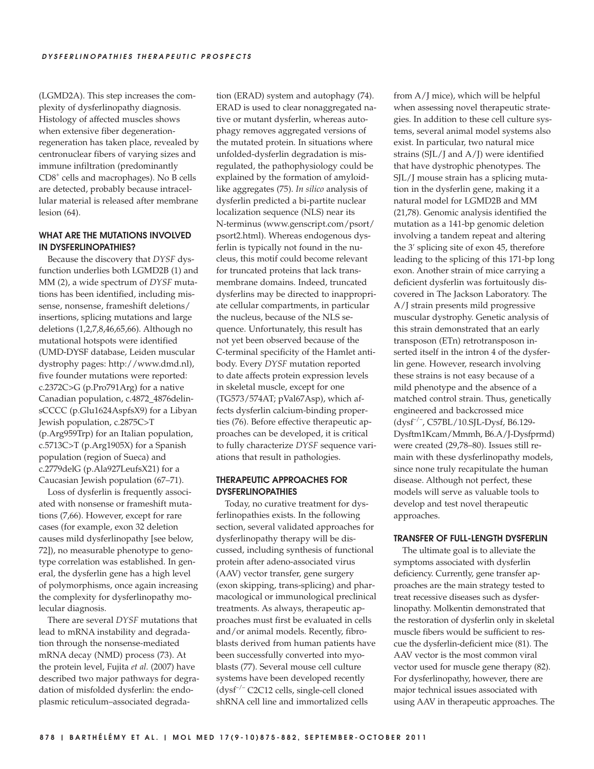(LGMD2A). This step increases the complexity of dysferlinopathy diagnosis. Histology of affected muscles shows when extensive fiber degeneration-regeneration has taken place, revealed by centronuclear fibers of varying sizes and immune infiltration (predominantly $CD8^+$ cells and macrophages). No B cells are detected, probably because intracellular material is released after membrane lesion (64).

## WHAT ARE THE MUTATIONS INVOLVED IN DYSFERLINOPATHIES?

Because the discovery that *DYSF* dysfunction underlies both LGMD2B (1) and MM (2), a wide spectrum of *DYSF* mutations has been identified, including missense, nonsense, frameshift deletions/insertions, splicing mutations and large deletions (1,2,7,8,46,65,66). Although no mutational hotspots were identified (UMD-DYSF database, Leiden muscular dystrophy pages: http://www.dmd.nl), five founder mutations were reported: c.2372C>G (p.Pro791Arg) for a native Canadian population, c.4872_4876delinsCCCC (p.Glu1624AspfsX9) for a Libyan Jewish population, c.2875C>T (p.Arg959Trp) for an Italian population, c.5713C>T (p.Arg1905X) for a Spanish population (region of Sueca) and c.2779delG (p.Ala927LeufsX21) for a Caucasian Jewish population (67–71).

Loss of dysferlin is frequently associated with nonsense or frameshift mutations (7,66). However, except for rare cases (for example, exon 32 deletion causes mild dysferlinopathy [see below, 72]), no measurable phenotype to genotype correlation was established. In general, the dysferlin gene has a high level of polymorphisms, once again increasing the complexity for dysferlinopathy molecular diagnosis.

There are several *DYSF* mutations that lead to mRNA instability and degradation through the nonsense-mediated mRNA decay (NMD) process (73). At the protein level, Fujita *et al.* (2007) have described two major pathways for degradation of misfolded dysferlin: the endoplasmic reticulum–associated degradation (ERAD) system and autophagy (74). ERAD is used to clear nonaggregated native or mutant dysferlin, whereas autophagy removes aggregated versions of the mutated protein. In situations where unfolded-dysferlin degradation is misregulated, the pathophysiology could be explained by the formation of amyloid-like aggregates (75). *In silico* analysis of dysferlin predicted a bi-partite nuclear localization sequence (NLS) near its N-terminus (www.genscript.com/psort/psort2.html). Whereas endogenous dysferlin is typically not found in the nucleus, this motif could become relevant for truncated proteins that lack transmembrane domains. Indeed, truncated dysferlins may be directed to inappropriate cellular compartments, in particular the nucleus, because of the NLS sequence. Unfortunately, this result has not yet been observed because of the C-terminal specificity of the Hamlet antibody. Every *DYSF* mutation reported to date affects protein expression levels in skeletal muscle, except for one (TG573/574AT; pVal67Asp), which affects dysferlin calcium-binding properties (76). Before effective therapeutic approaches can be developed, it is critical to fully characterize *DYSF* sequence variations that result in pathologies.

## THERAPEUTIC APPROACHES FOR DYSFERLINOPATHIES

Today, no curative treatment for dysferlinopathies exists. In the following section, several validated approaches for dysferlinopathy therapy will be discussed, including synthesis of functional protein after adeno-associated virus (AAV) vector transfer, gene surgery (exon skipping, trans-splicing) and pharmacological or immunological preclinical treatments. As always, therapeutic approaches must first be evaluated in cells and/or animal models. Recently, fibroblasts derived from human patients have been successfully converted into myoblasts (77). Several mouse cell culture systems have been developed recently ($dysf^{-/-}$ C2C12 cells, single-cell cloned shRNA cell line and immortalized cells from A/J mice), which will be helpful when assessing novel therapeutic strategies. In addition to these cell culture systems, several animal model systems also exist. In particular, two natural mice strains (SJL/J and A/J) were identified that have dystrophic phenotypes. The SJL/J mouse strain has a splicing mutation in the dysferlin gene, making it a natural model for LGMD2B and MM (21,78). Genomic analysis identified the mutation as a 141-bp genomic deletion involving a tandem repeat and altering the 3′ splicing site of exon 45, therefore leading to the splicing of this 171-bp long exon. Another strain of mice carrying a deficient dysferlin was fortuitously discovered in The Jackson Laboratory. The A/J strain presents mild progressive muscular dystrophy. Genetic analysis of this strain demonstrated that an early transposon (ETn) retrotransposon inserted itself in the intron 4 of the dysferlin gene. However, research involving these strains is not easy because of a mild phenotype and the absence of a matched control strain. Thus, genetically engineered and backcrossed mice ($dysf^{-/-}$, C57BL/10.SJL-Dysf, B6.129-Dysftm1Kcam/Mmmh, B6.A/J-Dysfprmd) were created (29,78–80). Issues still remain with these dysferlinopathy models, since none truly recapitulate the human disease. Although not perfect, these models will serve as valuable tools to develop and test novel therapeutic approaches.

## TRANSFER OF FULL-LENGTH DYSFERLIN

The ultimate goal is to alleviate the symptoms associated with dysferlin deficiency. Currently, gene transfer approaches are the main strategy tested to treat recessive diseases such as dysferlinopathy. Molkentin demonstrated that the restoration of dysferlin only in skeletal muscle fibers would be sufficient to rescue the dysferlin-deficient mice (81). The AAV vector is the most common viral vector used for muscle gene therapy (82). For dysferlinopathy, however, there are major technical issues associated with using AAV in therapeutic approaches. The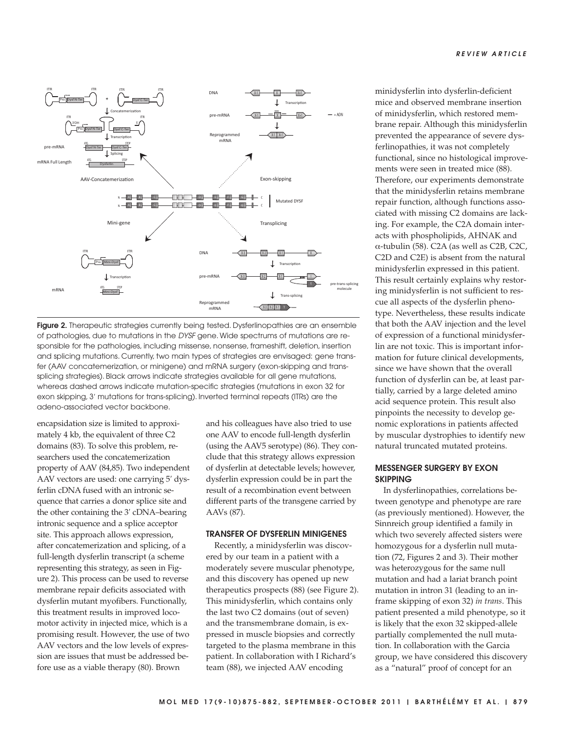Figure 2. Therapeutic strategies currently being tested. Dysferlinopathies are an ensemble of pathologies, due to mutations in the *DYSF* gene. Wide spectrums of mutations are responsible for the pathologies, including missense, nonsense, frameshift, deletion, insertion and splicing mutations. Currently, two main types of strategies are envisaged: gene transfer (AAV concatemerization, or minigene) and mRNA surgery (exon-skipping and trans-splicing strategies). Black arrows indicate strategies available for all gene mutations, whereas dashed arrows indicate mutation-specific strategies (mutations in exon 32 for exon skipping, 3′ mutations for trans-splicing). Inverted terminal repeats (ITRs) are the adeno-associated vector backbone.

encapsidation size is limited to approximately 4 kb, the equivalent of three C2 domains (83). To solve this problem, researchers used the concatemerization property of AAV (84,85). Two independent AAV vectors are used: one carrying 5′ dysferlin cDNA fused with an intronic sequence that carries a donor splice site and the other containing the 3′ cDNA–bearing intronic sequence and a splice acceptor site. This approach allows expression, after concatemerization and splicing, of a full-length dysferlin transcript (a scheme representing this strategy, as seen in Figure 2). This process can be used to reverse membrane repair deficits associated with dysferlin mutant myofibers. Functionally, this treatment results in improved locomotor activity in injected mice, which is a promising result. However, the use of two AAV vectors and the low levels of expression are issues that must be addressed before use as a viable therapy (80). Brown and his colleagues have also tried to use one AAV to encode full-length dysferlin (using the AAV5 serotype) (86). They conclude that this strategy allows expression of dysferlin at detectable levels; however, dysferlin expression could be in part the result of a recombination event between different parts of the transgene carried by AAVs (87).

## TRANSFER OF DYSFERLIN MINIGENES

Recently, a minidysferlin was discovered by our team in a patient with a moderately severe muscular phenotype, and this discovery has opened up new therapeutics prospects (88) (see Figure 2). This minidysferlin, which contains only the last two C2 domains (out of seven) and the transmembrane domain, is expressed in muscle biopsies and correctly targeted to the plasma membrane in this patient. In collaboration with I Richard's team (88), we injected AAV encoding minidysferlin into dysferlin-deficient mice and observed membrane insertion of minidysferlin, which restored membrane repair. Although this minidysferlin prevented the appearance of severe dysferlinopathies, it was not completely functional, since no histological improvements were seen in treated mice (88). Therefore, our experiments demonstrate that the minidysferlin retains membrane repair function, although functions associated with missing C2 domains are lacking. For example, the C2A domain interacts with phospholipids, AHNAK and α-tubulin (58). C2A (as well as C2B, C2C, C2D and C2E) is absent from the natural minidysferlin expressed in this patient. This result certainly explains why restoring minidysferlin is not sufficient to rescue all aspects of the dysferlin phenotype. Nevertheless, these results indicate that both the AAV injection and the level of expression of a functional minidysferlin are not toxic. This is important information for future clinical developments, since we have shown that the overall function of dysferlin can be, at least partially, carried by a large deleted amino acid sequence protein. This result also pinpoints the necessity to develop genomic explorations in patients affected by muscular dystrophies to identify new natural truncated mutated proteins.

## MESSENGER SURGERY BY EXON SKIPPING

In dysferlinopathies, correlations between genotype and phenotype are rare (as previously mentioned). However, the Sinnreich group identified a family in which two severely affected sisters were homozygous for a dysferlin null mutation (72, Figures 2 and 3). Their mother was heterozygous for the same null mutation and had a lariat branch point mutation in intron 31 (leading to an in-frame skipping of exon 32) *in trans*. This patient presented a mild phenotype, so it is likely that the exon 32 skipped-allele partially complemented the null mutation. In collaboration with the Garcia group, we have considered this discovery as a "natural" proof of concept for an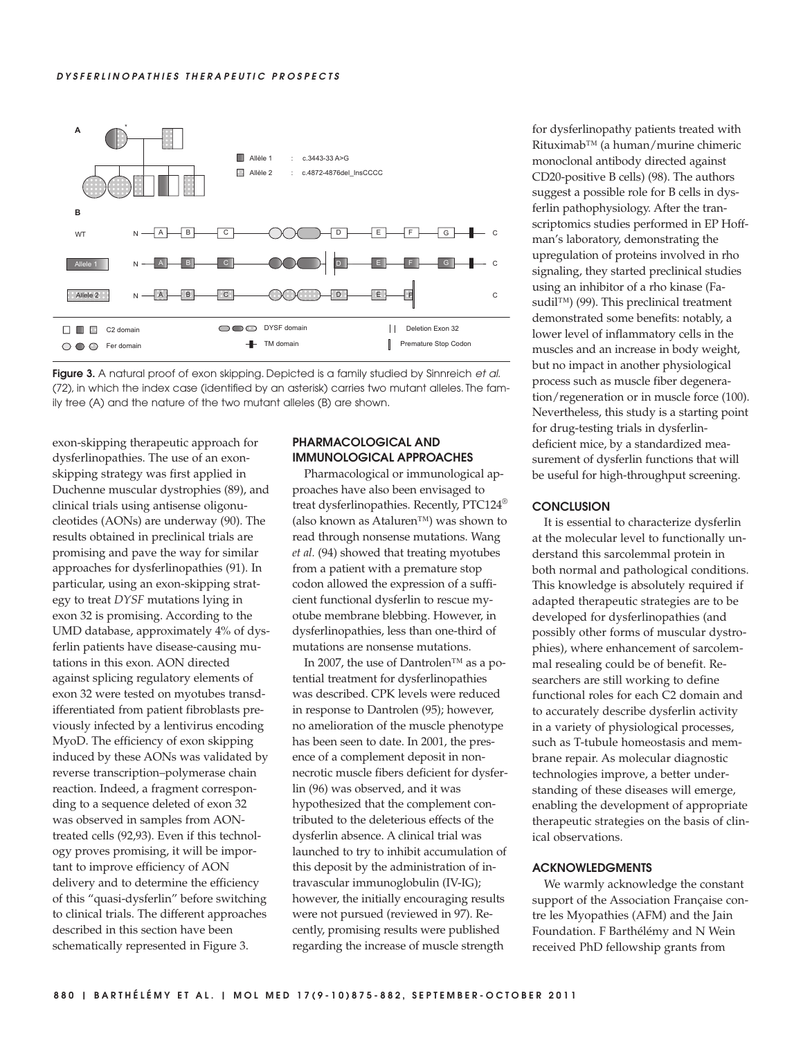Figure 3. A natural proof of exon skipping. Depicted is a family studied by Sinnreich *et al.* (72), in which the index case (identified by an asterisk) carries two mutant alleles. The family tree (A) and the nature of the two mutant alleles (B) are shown.

exon-skipping therapeutic approach for dysferlinopathies. The use of an exon-skipping strategy was first applied in Duchenne muscular dystrophies (89), and clinical trials using antisense oligonucleotides (AONs) are underway (90). The results obtained in preclinical trials are promising and pave the way for similar approaches for dysferlinopathies (91). In particular, using an exon-skipping strategy to treat *DYSF* mutations lying in exon 32 is promising. According to the UMD database, approximately 4% of dysferlin patients have disease-causing mutations in this exon. AON directed against splicing regulatory elements of exon 32 were tested on myotubes transdifferentiated from patient fibroblasts previously infected by a lentivirus encoding MyoD. The efficiency of exon skipping induced by these AONs was validated by reverse transcription–polymerase chain reaction. Indeed, a fragment corresponding to a sequence deleted of exon 32 was observed in samples from AON-treated cells (92,93). Even if this technology proves promising, it will be important to improve efficiency of AON delivery and to determine the efficiency of this "quasi-dysferlin" before switching to clinical trials. The different approaches described in this section have been schematically represented in Figure 3.

## PHARMACOLOGICAL AND IMMUNOLOGICAL APPROACHES

Pharmacological or immunological approaches have also been envisaged to treat dysferlinopathies. Recently, PTC124® (also known as Ataluren™) was shown to read through nonsense mutations. Wang *et al.* (94) showed that treating myotubes from a patient with a premature stop codon allowed the expression of a sufficient functional dysferlin to rescue myotube membrane blebbing. However, in dysferlinopathies, less than one-third of mutations are nonsense mutations.

In 2007, the use of Dantrolen™ as a potential treatment for dysferlinopathies was described. CPK levels were reduced in response to Dantrolen (95); however, no amelioration of the muscle phenotype has been seen to date. In 2001, the presence of a complement deposit in nonnecrotic muscle fibers deficient for dysferlin (96) was observed, and it was hypothesized that the complement contributed to the deleterious effects of the dysferlin absence. A clinical trial was launched to try to inhibit accumulation of this deposit by the administration of intravascular immunoglobulin (IV-IG); however, the initially encouraging results were not pursued (reviewed in 97). Recently, promising results were published regarding the increase of muscle strength for dysferlinopathy patients treated with Rituximab™ (a human/murine chimeric monoclonal antibody directed against CD20-positive B cells) (98). The authors suggest a possible role for B cells in dysferlin pathophysiology. After the transcriptomics studies performed in EP Hoffman's laboratory, demonstrating the upregulation of proteins involved in rho signaling, they started preclinical studies using an inhibitor of a rho kinase (Fasudil™) (99). This preclinical treatment demonstrated some benefits: notably, a lower level of inflammatory cells in the muscles and an increase in body weight, but no impact in another physiological process such as muscle fiber degeneration/regeneration or in muscle force (100). Nevertheless, this study is a starting point for drug-testing trials in dysferlin-deficient mice, by a standardized measurement of dysferlin functions that will be useful for high-throughput screening.

## CONCLUSION

It is essential to characterize dysferlin at the molecular level to functionally understand this sarcolemmal protein in both normal and pathological conditions. This knowledge is absolutely required if adapted therapeutic strategies are to be developed for dysferlinopathies (and possibly other forms of muscular dystrophies), where enhancement of sarcolemmal resealing could be of benefit. Researchers are still working to define functional roles for each C2 domain and to accurately describe dysferlin activity in a variety of physiological processes, such as T-tubule homeostasis and membrane repair. As molecular diagnostic technologies improve, a better understanding of these diseases will emerge, enabling the development of appropriate therapeutic strategies on the basis of clinical observations.

## ACKNOWLEDGMENTS

We warmly acknowledge the constant support of the Association Française contre les Myopathies (AFM) and the Jain Foundation. F Barthélémy and N Wein received PhD fellowship grants from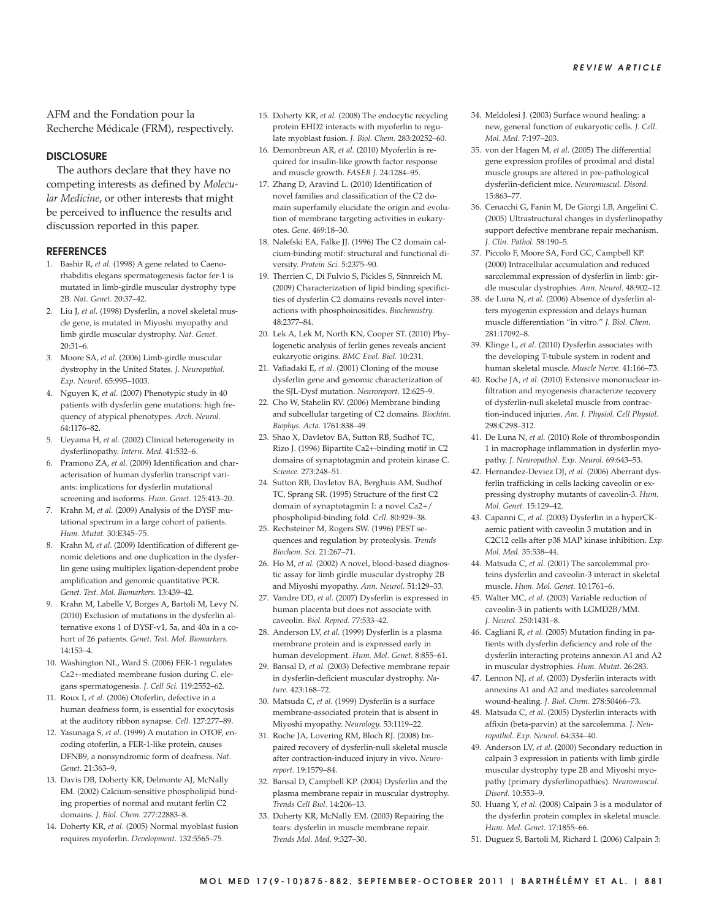AFM and the Fondation pour la Recherche Médicale (FRM), respectively.

## DISCLOSURE

The authors declare that they have no competing interests as defined by *Molecular Medicine*, or other interests that might be perceived to influence the results and discussion reported in this paper.

## REFERENCES

1. Bashir R, *et al.* (1998) A gene related to Caenorhabditis elegans spermatogenesis factor fer-1 is mutated in limb-girdle muscular dystrophy type 2B. *Nat. Genet.* 20:37–42.
2. Liu J, *et al.* (1998) Dysferlin, a novel skeletal muscle gene, is mutated in Miyoshi myopathy and limb girdle muscular dystrophy. *Nat. Genet.* 20:31–6.
3. Moore SA, *et al.* (2006) Limb-girdle muscular dystrophy in the United States. *J. Neuropathol. Exp. Neurol.* 65:995–1003.
4. Nguyen K, *et al.* (2007) Phenotypic study in 40 patients with dysferlin gene mutations: high frequency of atypical phenotypes. *Arch. Neurol.* 64:1176–82.
5. Ueyama H, *et al.* (2002) Clinical heterogeneity in dysferlinopathy. *Intern. Med.* 41:532–6.
6. Pramono ZA, *et al.* (2009) Identification and characterisation of human dysferlin transcript variants: implications for dysferlin mutational screening and isoforms. *Hum. Genet.* 125:413–20.
7. Krahn M, *et al.* (2009) Analysis of the DYSF mutational spectrum in a large cohort of patients. *Hum. Mutat.* 30:E345–75.
8. Krahn M, *et al.* (2009) Identification of different genomic deletions and one duplication in the dysferlin gene using multiplex ligation-dependent probe amplification and genomic quantitative PCR. *Genet. Test. Mol. Biomarkers.* 13:439–42.
9. Krahn M, Labelle V, Borges A, Bartoli M, Levy N. (2010) Exclusion of mutations in the dysferlin alternative exons 1 of DYSF-v1, 5a, and 40a in a cohort of 26 patients. *Genet. Test. Mol. Biomarkers.* 14:153–4.
10. Washington NL, Ward S. (2006) FER-1 regulates Ca2+-mediated membrane fusion during C. elegans spermatogenesis. *J. Cell Sci.* 119:2552–62.
11. Roux I, *et al.* (2006) Otoferlin, defective in a human deafness form, is essential for exocytosis at the auditory ribbon synapse. *Cell.* 127:277–89.
12. Yasunaga S, *et al.* (1999) A mutation in OTOF, encoding otoferlin, a FER-1-like protein, causes DFNB9, a nonsyndromic form of deafness. *Nat. Genet.* 21:363–9.
13. Davis DB, Doherty KR, Delmonte AJ, McNally EM. (2002) Calcium-sensitive phospholipid binding properties of normal and mutant ferlin C2 domains. *J. Biol. Chem.* 277:22883–8.
14. Doherty KR, *et al.* (2005) Normal myoblast fusion requires myoferlin. *Development.* 132:5565–75.
15. Doherty KR, *et al.* (2008) The endocytic recycling protein EHD2 interacts with myoferlin to regulate myoblast fusion. *J. Biol. Chem.* 283:20252–60.
16. Demonbreun AR, *et al.* (2010) Myoferlin is required for insulin-like growth factor response and muscle growth. *FASEB J.* 24:1284–95.
17. Zhang D, Aravind L. (2010) Identification of novel families and classification of the C2 domain superfamily elucidate the origin and evolution of membrane targeting activities in eukaryotes. *Gene.* 469:18–30.
18. Nalefski EA, Falke JJ. (1996) The C2 domain calcium-binding motif: structural and functional diversity. *Protein Sci.* 5:2375–90.
19. Therrien C, Di Fulvio S, Pickles S, Sinnreich M. (2009) Characterization of lipid binding specificities of dysferlin C2 domains reveals novel interactions with phosphoinositides. *Biochemistry.* 48:2377–84.
20. Lek A, Lek M, North KN, Cooper ST. (2010) Phylogenetic analysis of ferlin genes reveals ancient eukaryotic origins. *BMC Evol. Biol.* 10:231.
21. Vafiadaki E, *et al.* (2001) Cloning of the mouse dysferlin gene and genomic characterization of the SJL-Dysf mutation. *Neuroreport.* 12:625–9.
22. Cho W, Stahelin RV. (2006) Membrane binding and subcellular targeting of C2 domains. *Biochim. Biophys. Acta.* 1761:838–49.
23. Shao X, Davletov BA, Sutton RB, Sudhof TC, Rizo J. (1996) Bipartite Ca2+-binding motif in C2 domains of synaptotagmin and protein kinase C. *Science.* 273:248–51.
24. Sutton RB, Davletov BA, Berghuis AM, Sudhof TC, Sprang SR. (1995) Structure of the first C2 domain of synaptotagmin I: a novel Ca2+/phospholipid-binding fold. *Cell.* 80:929–38.
25. Rechsteiner M, Rogers SW. (1996) PEST sequences and regulation by proteolysis. *Trends Biochem. Sci.* 21:267–71.
26. Ho M, *et al.* (2002) A novel, blood-based diagnostic assay for limb girdle muscular dystrophy 2B and Miyoshi myopathy. *Ann. Neurol.* 51:129–33.
27. Vandre DD, *et al.* (2007) Dysferlin is expressed in human placenta but does not associate with caveolin. *Biol. Reprod.* 77:533–42.
28. Anderson LV, *et al.* (1999) Dysferlin is a plasma membrane protein and is expressed early in human development. *Hum. Mol. Genet.* 8:855–61.
29. Bansal D, *et al.* (2003) Defective membrane repair in dysferlin-deficient muscular dystrophy. *Nature.* 423:168–72.
30. Matsuda C, *et al.* (1999) Dysferlin is a surface membrane-associated protein that is absent in Miyoshi myopathy. *Neurology.* 53:1119–22.
31. Roche JA, Lovering RM, Bloch RJ. (2008) Impaired recovery of dysferlin-null skeletal muscle after contraction-induced injury in vivo. *Neuroreport.* 19:1579–84.
32. Bansal D, Campbell KP. (2004) Dysferlin and the plasma membrane repair in muscular dystrophy. *Trends Cell Biol.* 14:206–13.
33. Doherty KR, McNally EM. (2003) Repairing the tears: dysferlin in muscle membrane repair. *Trends Mol. Med.* 9:327–30.
34. Meldolesi J. (2003) Surface wound healing: a new, general function of eukaryotic cells. *J. Cell. Mol. Med.* 7:197–203.
35. von der Hagen M, *et al.* (2005) The differential gene expression profiles of proximal and distal muscle groups are altered in pre-pathological dysferlin-deficient mice. *Neuromuscul. Disord.* 15:863–77.
36. Cenacchi G, Fanin M, De Giorgi LB, Angelini C. (2005) Ultrastructural changes in dysferlinopathy support defective membrane repair mechanism. *J. Clin. Pathol.* 58:190–5.
37. Piccolo F, Moore SA, Ford GC, Campbell KP. (2000) Intracellular accumulation and reduced sarcolemmal expression of dysferlin in limb: girdle muscular dystrophies. *Ann. Neurol.* 48:902–12.
38. de Luna N, *et al.* (2006) Absence of dysferlin alters myogenin expression and delays human muscle differentiation "in vitro." *J. Biol. Chem.* 281:17092–8.
39. Klinge L, *et al.* (2010) Dysferlin associates with the developing T-tubule system in rodent and human skeletal muscle. *Muscle Nerve.* 41:166–73.
40. Roche JA, *et al.* (2010) Extensive mononuclear infiltration and myogenesis characterize recovery of dysferlin-null skeletal muscle from contraction-induced injuries. *Am. J. Physiol. Cell Physiol.* 298:C298–312.
41. De Luna N, *et al.* (2010) Role of thrombospondin 1 in macrophage inflammation in dysferlin myopathy. *J. Neuropathol. Exp. Neurol.* 69:643–53.
42. Hernandez-Deviez DJ, *et al.* (2006) Aberrant dysferlin trafficking in cells lacking caveolin or expressing dystrophy mutants of caveolin-3. *Hum. Mol. Genet.* 15:129–42.
43. Capanni C, *et al.* (2003) Dysferlin in a hyperCKaemic patient with caveolin 3 mutation and in C2C12 cells after p38 MAP kinase inhibition. *Exp. Mol. Med.* 35:538–44.
44. Matsuda C, *et al.* (2001) The sarcolemmal proteins dysferlin and caveolin-3 interact in skeletal muscle. *Hum. Mol. Genet.* 10:1761–6.
45. Walter MC, *et al.* (2003) Variable reduction of caveolin-3 in patients with LGMD2B/MM. *J. Neurol.* 250:1431–8.
46. Cagliani R, *et al.* (2005) Mutation finding in patients with dysferlin deficiency and role of the dysferlin interacting proteins annexin A1 and A2 in muscular dystrophies. *Hum. Mutat.* 26:283.
47. Lennon NJ, *et al.* (2003) Dysferlin interacts with annexins A1 and A2 and mediates sarcolemmal wound-healing. *J. Biol. Chem.* 278:50466–73.
48. Matsuda C, *et al.* (2005) Dysferlin interacts with affixin (beta-parvin) at the sarcolemma. *J. Neuropathol. Exp. Neurol.* 64:334–40.
49. Anderson LV, *et al.* (2000) Secondary reduction in calpain 3 expression in patients with limb girdle muscular dystrophy type 2B and Miyoshi myopathy (primary dysferlinopathies). *Neuromuscul. Disord.* 10:553–9.
50. Huang Y, *et al.* (2008) Calpain 3 is a modulator of the dysferlin protein complex in skeletal muscle. *Hum. Mol. Genet.* 17:1855–66.
51. Duguez S, Bartoli M, Richard I. (2006) Calpain 3: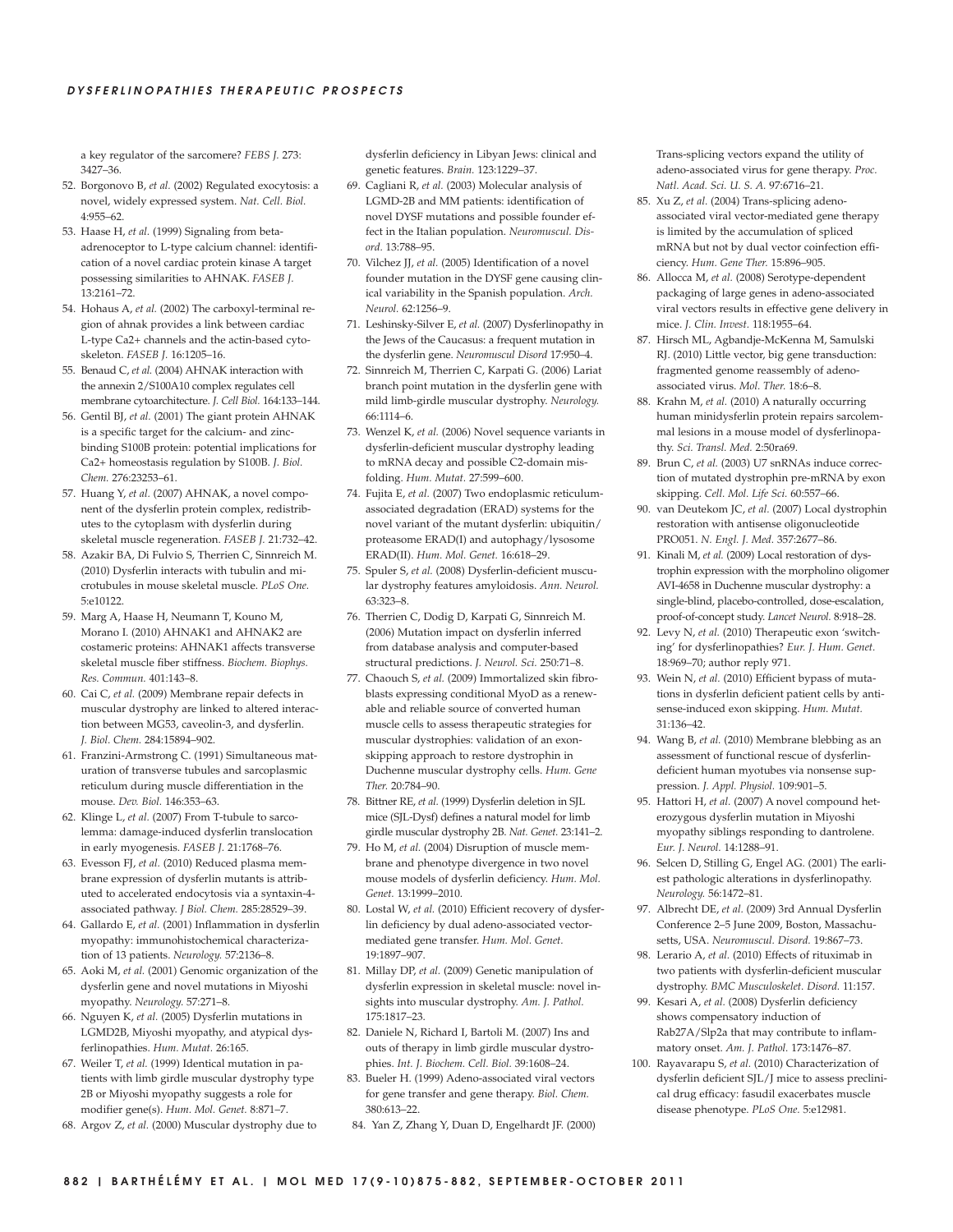a key regulator of the sarcomere? *FEBS J.* 273: 3427–36.

52. Borgonovo B, *et al.* (2002) Regulated exocytosis: a novel, widely expressed system. *Nat. Cell. Biol.* 4:955–62.
53. Haase H, *et al.* (1999) Signaling from beta-adrenoceptor to L-type calcium channel: identification of a novel cardiac protein kinase A target possessing similarities to AHNAK. *FASEB J.* 13:2161–72.
54. Hohaus A, *et al.* (2002) The carboxyl-terminal region of ahnak provides a link between cardiac L-type Ca2+ channels and the actin-based cytoskeleton. *FASEB J.* 16:1205–16.
55. Benaud C, *et al.* (2004) AHNAK interaction with the annexin 2/S100A10 complex regulates cell membrane cytoarchitecture. *J. Cell Biol.* 164:133–144.
56. Gentil BJ, *et al.* (2001) The giant protein AHNAK is a specific target for the calcium- and zinc-binding S100B protein: potential implications for Ca2+ homeostasis regulation by S100B. *J. Biol. Chem.* 276:23253–61.
57. Huang Y, *et al.* (2007) AHNAK, a novel component of the dysferlin protein complex, redistributes to the cytoplasm with dysferlin during skeletal muscle regeneration. *FASEB J.* 21:732–42.
58. Azakir BA, Di Fulvio S, Therrien C, Sinnreich M. (2010) Dysferlin interacts with tubulin and microtubules in mouse skeletal muscle. *PLoS One.* 5:e10122.
59. Marg A, Haase H, Neumann T, Kouno M, Morano I. (2010) AHNAK1 and AHNAK2 are costameric proteins: AHNAK1 affects transverse skeletal muscle fiber stiffness. *Biochem. Biophys. Res. Commun.* 401:143–8.
60. Cai C, *et al.* (2009) Membrane repair defects in muscular dystrophy are linked to altered interaction between MG53, caveolin-3, and dysferlin. *J. Biol. Chem.* 284:15894–902.
61. Franzini-Armstrong C. (1991) Simultaneous maturation of transverse tubules and sarcoplasmic reticulum during muscle differentiation in the mouse. *Dev. Biol.* 146:353–63.
62. Klinge L, *et al.* (2007) From T-tubule to sarcolemma: damage-induced dysferlin translocation in early myogenesis. *FASEB J.* 21:1768–76.
63. Evesson FJ, *et al.* (2010) Reduced plasma membrane expression of dysferlin mutants is attributed to accelerated endocytosis via a syntaxin-4-associated pathway. *J Biol. Chem.* 285:28529–39.
64. Gallardo E, *et al.* (2001) Inflammation in dysferlin myopathy: immunohistochemical characterization of 13 patients. *Neurology.* 57:2136–8.
65. Aoki M, *et al.* (2001) Genomic organization of the dysferlin gene and novel mutations in Miyoshi myopathy. *Neurology.* 57:271–8.
66. Nguyen K, *et al.* (2005) Dysferlin mutations in LGMD2B, Miyoshi myopathy, and atypical dysferlinopathies. *Hum. Mutat.* 26:165.
67. Weiler T, *et al.* (1999) Identical mutation in patients with limb girdle muscular dystrophy type 2B or Miyoshi myopathy suggests a role for modifier gene(s). *Hum. Mol. Genet.* 8:871–7.
68. Argov Z, *et al.* (2000) Muscular dystrophy due to dysferlin deficiency in Libyan Jews: clinical and genetic features. *Brain.* 123:1229–37.
69. Cagliani R, *et al.* (2003) Molecular analysis of LGMD-2B and MM patients: identification of novel DYSF mutations and possible founder effect in the Italian population. *Neuromuscul. Disord.* 13:788–95.
70. Vilchez JJ, *et al.* (2005) Identification of a novel founder mutation in the DYSF gene causing clinical variability in the Spanish population. *Arch. Neurol.* 62:1256–9.
71. Leshinsky-Silver E, *et al.* (2007) Dysferlinopathy in the Jews of the Caucasus: a frequent mutation in the dysferlin gene. *Neuromuscul Disord* 17:950–4.
72. Sinnreich M, Therrien C, Karpati G. (2006) Lariat branch point mutation in the dysferlin gene with mild limb-girdle muscular dystrophy. *Neurology.* 66:1114–6.
73. Wenzel K, *et al.* (2006) Novel sequence variants in dysferlin-deficient muscular dystrophy leading to mRNA decay and possible C2-domain misfolding. *Hum. Mutat.* 27:599–600.
74. Fujita E, *et al.* (2007) Two endoplasmic reticulum-associated degradation (ERAD) systems for the novel variant of the mutant dysferlin: ubiquitin/proteasome ERAD(I) and autophagy/lysosome ERAD(II). *Hum. Mol. Genet.* 16:618–29.
75. Spuler S, *et al.* (2008) Dysferlin-deficient muscular dystrophy features amyloidosis. *Ann. Neurol.* 63:323–8.
76. Therrien C, Dodig D, Karpati G, Sinnreich M. (2006) Mutation impact on dysferlin inferred from database analysis and computer-based structural predictions. *J. Neurol. Sci.* 250:71–8.
77. Chaouch S, *et al.* (2009) Immortalized skin fibroblasts expressing conditional MyoD as a renewable and reliable source of converted human muscle cells to assess therapeutic strategies for muscular dystrophies: validation of an exon-skipping approach to restore dystrophin in Duchenne muscular dystrophy cells. *Hum. Gene Ther.* 20:784–90.
78. Bittner RE, *et al.* (1999) Dysferlin deletion in SJL mice (SJL-Dysf) defines a natural model for limb girdle muscular dystrophy 2B. *Nat. Genet.* 23:141–2.
79. Ho M, *et al.* (2004) Disruption of muscle membrane and phenotype divergence in two novel mouse models of dysferlin deficiency. *Hum. Mol. Genet.* 13:1999–2010.
80. Lostal W, *et al.* (2010) Efficient recovery of dysferlin deficiency by dual adeno-associated vector-mediated gene transfer. *Hum. Mol. Genet.* 19:1897–907.
81. Millay DP, *et al.* (2009) Genetic manipulation of dysferlin expression in skeletal muscle: novel insights into muscular dystrophy. *Am. J. Pathol.* 175:1817–23.
82. Daniele N, Richard I, Bartoli M. (2007) Ins and outs of therapy in limb girdle muscular dystrophies. *Int. J. Biochem. Cell. Biol.* 39:1608–24.
83. Bueler H. (1999) Adeno-associated viral vectors for gene transfer and gene therapy. *Biol. Chem.* 380:613–22.
84. Yan Z, Zhang Y, Duan D, Engelhardt JF. (2000) Trans-splicing vectors expand the utility of adeno-associated virus for gene therapy. *Proc. Natl. Acad. Sci. U. S. A.* 97:6716–21.
85. Xu Z, *et al.* (2004) Trans-splicing adeno-associated viral vector-mediated gene therapy is limited by the accumulation of spliced mRNA but not by dual vector coinfection efficiency. *Hum. Gene Ther.* 15:896–905.
86. Allocca M, *et al.* (2008) Serotype-dependent packaging of large genes in adeno-associated viral vectors results in effective gene delivery in mice. *J. Clin. Invest.* 118:1955–64.
87. Hirsch ML, Agbandje-McKenna M, Samulski RJ. (2010) Little vector, big gene transduction: fragmented genome reassembly of adeno-associated virus. *Mol. Ther.* 18:6–8.
88. Krahn M, *et al.* (2010) A naturally occurring human minidysferlin protein repairs sarcolemmal lesions in a mouse model of dysferlinopathy. *Sci. Transl. Med.* 2:50ra69.
89. Brun C, *et al.* (2003) U7 snRNAs induce correction of mutated dystrophin pre-mRNA by exon skipping. *Cell. Mol. Life Sci.* 60:557–66.
90. van Deutekom JC, *et al.* (2007) Local dystrophin restoration with antisense oligonucleotide PRO051. *N. Engl. J. Med.* 357:2677–86.
91. Kinali M, *et al.* (2009) Local restoration of dystrophin expression with the morpholino oligomer AVI-4658 in Duchenne muscular dystrophy: a single-blind, placebo-controlled, dose-escalation, proof-of-concept study. *Lancet Neurol.* 8:918–28.
92. Levy N, *et al.* (2010) Therapeutic exon 'switching' for dysferlinopathies? *Eur. J. Hum. Genet.* 18:969–70; author reply 971.
93. Wein N, *et al.* (2010) Efficient bypass of mutations in dysferlin deficient patient cells by antisense-induced exon skipping. *Hum. Mutat.* 31:136–42.
94. Wang B, *et al.* (2010) Membrane blebbing as an assessment of functional rescue of dysferlin-deficient human myotubes via nonsense suppression. *J. Appl. Physiol.* 109:901–5.
95. Hattori H, *et al.* (2007) A novel compound heterozygous dysferlin mutation in Miyoshi myopathy siblings responding to dantrolene. *Eur. J. Neurol.* 14:1288–91.
96. Selcen D, Stilling G, Engel AG. (2001) The earliest pathologic alterations in dysferlinopathy. *Neurology.* 56:1472–81.
97. Albrecht DE, *et al.* (2009) 3rd Annual Dysferlin Conference 2–5 June 2009, Boston, Massachusetts, USA. *Neuromuscul. Disord.* 19:867–73.
98. Lerario A, *et al.* (2010) Effects of rituximab in two patients with dysferlin-deficient muscular dystrophy. *BMC Musculoskelet. Disord.* 11:157.
99. Kesari A, *et al.* (2008) Dysferlin deficiency shows compensatory induction of Rab27A/Slp2a that may contribute to inflammatory onset. *Am. J. Pathol.* 173:1476–87.
100. Rayavarapu S, *et al.* (2010) Characterization of dysferlin deficient SJL/J mice to assess preclinical drug efficacy: fasudil exacerbates muscle disease phenotype. *PLoS One.* 5:e12981.